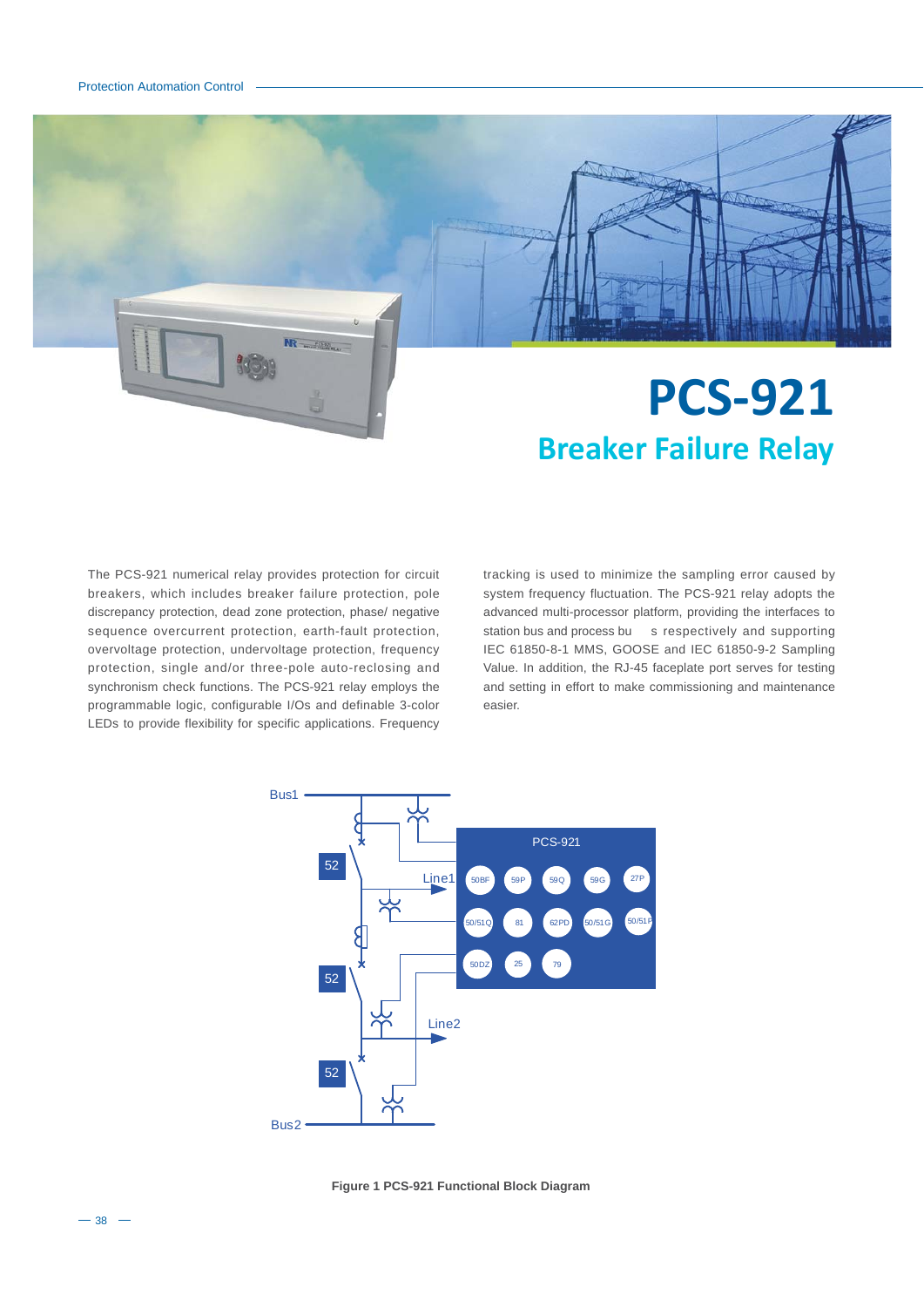# PCS-921

## Breaker Failure Relay

The PCS-921 numerical relay provides protection for circuit breakers, which includes breaker failure protection, pole discrepancy protection, dead zone protection, phase/ negative sequence overcurrent protection, earth-fault protection, overvoltage protection, undervoltage protection, frequency protection, single and/or three-pole auto-reclosing and synchronism check functions. The PCS-921 relay employs the programmable logic, configurable I/Os and definable 3-color LEDs to provide flexibility for specific applications. Frequency tracking is used to minimize the sampling error caused by system frequency fluctuation. The PCS-921 relay adopts the advanced multi-processor platform, providing the interfaces to station bus and process bu s respectively and supporting IEC 61850-8-1 MMS, GOOSE and IEC 61850-9-2 Sampling Value. In addition, the RJ-45 faceplate port serves for testing and setting in effort to make commissioning and maintenance easier.

Figure 1 PCS-921 Functional Block Diagram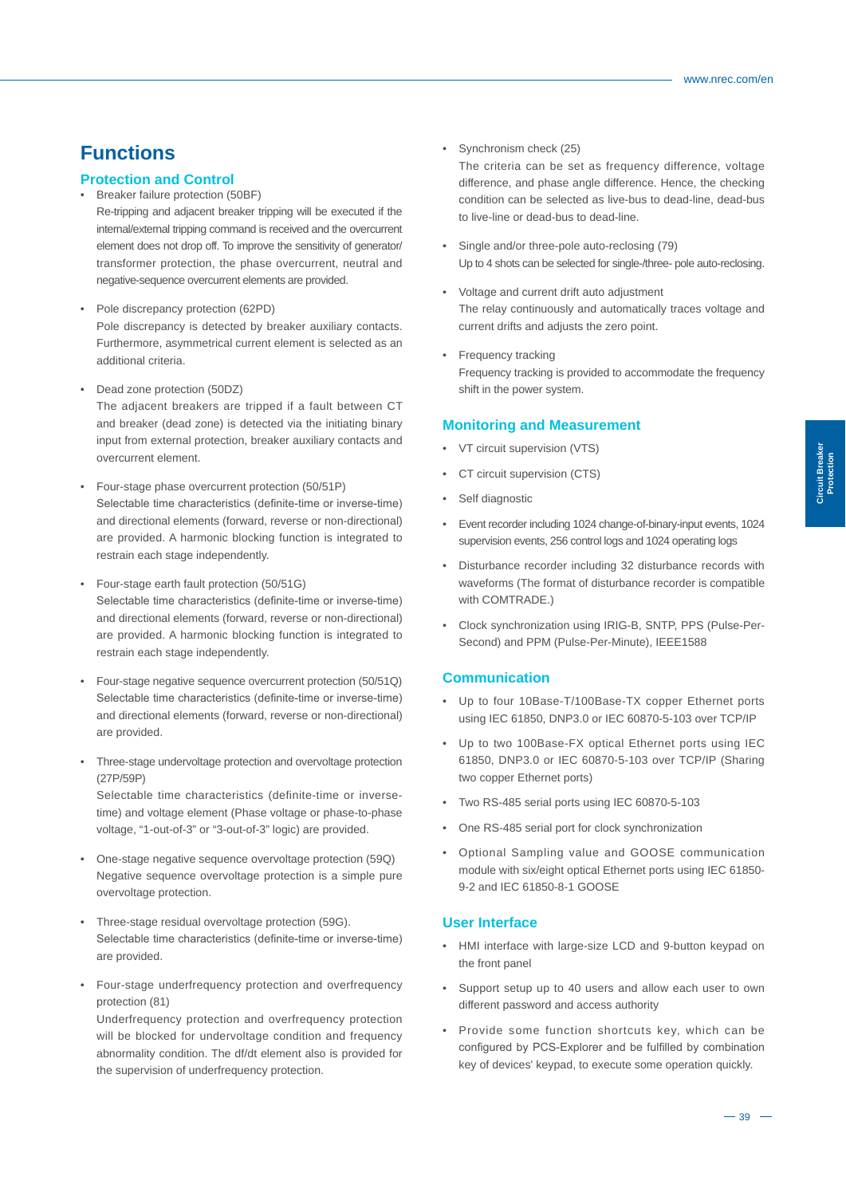# Functions

## Protection and Control

- Breaker failure protection (50BF)
  Re-tripping and adjacent breaker tripping will be executed if the internal/external tripping command is received and the overcurrent element does not drop off. To improve the sensitivity of generator/ transformer protection, the phase overcurrent, neutral and negative-sequence overcurrent elements are provided.

- Pole discrepancy protection (62PD)
  Pole discrepancy is detected by breaker auxiliary contacts. Furthermore, asymmetrical current element is selected as an additional criteria.

- Dead zone protection (50DZ)
  The adjacent breakers are tripped if a fault between CT and breaker (dead zone) is detected via the initiating binary input from external protection, breaker auxiliary contacts and overcurrent element.

- Four-stage phase overcurrent protection (50/51P)
  Selectable time characteristics (definite-time or inverse-time) and directional elements (forward, reverse or non-directional) are provided. A harmonic blocking function is integrated to restrain each stage independently.

- Four-stage earth fault protection (50/51G)
  Selectable time characteristics (definite-time or inverse-time) and directional elements (forward, reverse or non-directional) are provided. A harmonic blocking function is integrated to restrain each stage independently.

- Four-stage negative sequence overcurrent protection (50/51Q)
  Selectable time characteristics (definite-time or inverse-time) and directional elements (forward, reverse or non-directional) are provided.

- Three-stage undervoltage protection and overvoltage protection (27P/59P)
  Selectable time characteristics (definite-time or inverse-time) and voltage element (Phase voltage or phase-to-phase voltage, "1-out-of-3" or "3-out-of-3" logic) are provided.

- One-stage negative sequence overvoltage protection (59Q)
  Negative sequence overvoltage protection is a simple pure overvoltage protection.

- Three-stage residual overvoltage protection (59G).
  Selectable time characteristics (definite-time or inverse-time) are provided.

- Four-stage underfrequency protection and overfrequency protection (81)
  Underfrequency protection and overfrequency protection will be blocked for undervoltage condition and frequency abnormality condition. The df/dt element also is provided for the supervision of underfrequency protection.

- Synchronism check (25)
  The criteria can be set as frequency difference, voltage difference, and phase angle difference. Hence, the checking condition can be selected as live-bus to dead-line, dead-bus to live-line or dead-bus to dead-line.

- Single and/or three-pole auto-reclosing (79)
  Up to 4 shots can be selected for single-/three- pole auto-reclosing.

- Voltage and current drift auto adjustment
  The relay continuously and automatically traces voltage and current drifts and adjusts the zero point.

- Frequency tracking
  Frequency tracking is provided to accommodate the frequency shift in the power system.

## Monitoring and Measurement

- VT circuit supervision (VTS)
- CT circuit supervision (CTS)
- Self diagnostic
- Event recorder including 1024 change-of-binary-input events, 1024 supervision events, 256 control logs and 1024 operating logs
- Disturbance recorder including 32 disturbance records with waveforms (The format of disturbance recorder is compatible with COMTRADE.)
- Clock synchronization using IRIG-B, SNTP, PPS (Pulse-Per-Second) and PPM (Pulse-Per-Minute), IEEE1588

## Communication

- Up to four 10Base-T/100Base-TX copper Ethernet ports using IEC 61850, DNP3.0 or IEC 60870-5-103 over TCP/IP
- Up to two 100Base-FX optical Ethernet ports using IEC 61850, DNP3.0 or IEC 60870-5-103 over TCP/IP (Sharing two copper Ethernet ports)
- Two RS-485 serial ports using IEC 60870-5-103
- One RS-485 serial port for clock synchronization
- Optional Sampling value and GOOSE communication module with six/eight optical Ethernet ports using IEC 61850-9-2 and IEC 61850-8-1 GOOSE

## User Interface

- HMI interface with large-size LCD and 9-button keypad on the front panel
- Support setup up to 40 users and allow each user to own different password and access authority
- Provide some function shortcuts key, which can be configured by PCS-Explorer and be fulfilled by combination key of devices' keypad, to execute some operation quickly.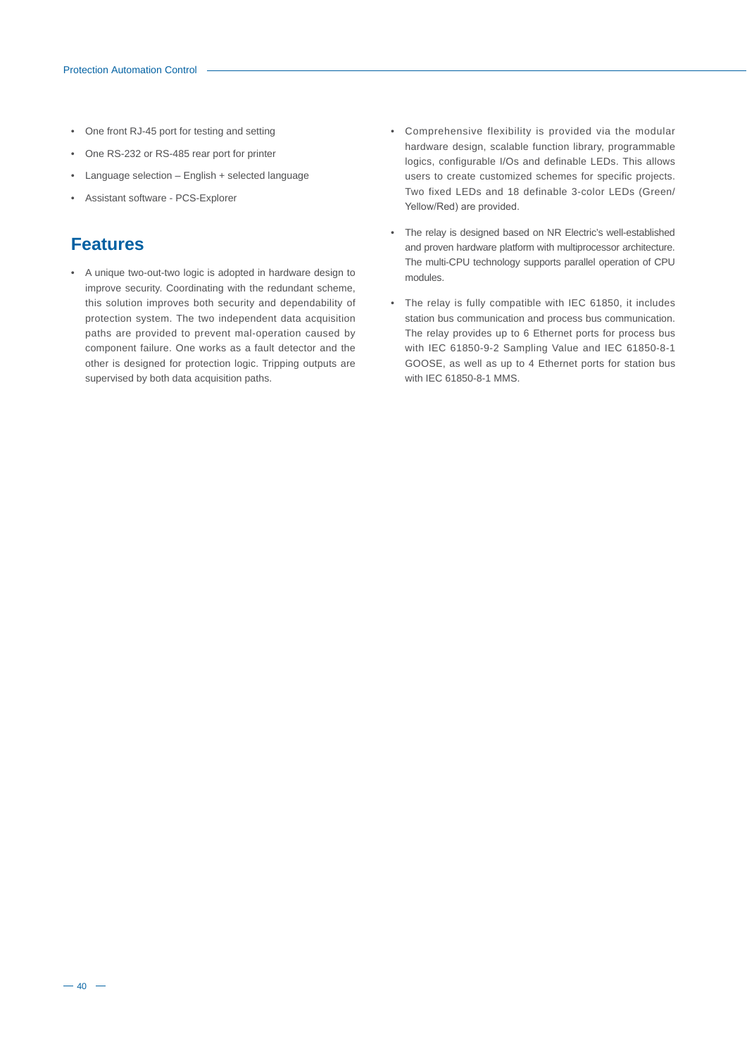- One front RJ-45 port for testing and setting
- One RS-232 or RS-485 rear port for printer
- Language selection – English + selected language
- Assistant software - PCS-Explorer

## Features

- A unique two-out-two logic is adopted in hardware design to improve security. Coordinating with the redundant scheme, this solution improves both security and dependability of protection system. The two independent data acquisition paths are provided to prevent mal-operation caused by component failure. One works as a fault detector and the other is designed for protection logic. Tripping outputs are supervised by both data acquisition paths.
- Comprehensive flexibility is provided via the modular hardware design, scalable function library, programmable logics, configurable I/Os and definable LEDs. This allows users to create customized schemes for specific projects. Two fixed LEDs and 18 definable 3-color LEDs (Green/Yellow/Red) are provided.
- The relay is designed based on NR Electric's well-established and proven hardware platform with multiprocessor architecture. The multi-CPU technology supports parallel operation of CPU modules.
- The relay is fully compatible with IEC 61850, it includes station bus communication and process bus communication. The relay provides up to 6 Ethernet ports for process bus with IEC 61850-9-2 Sampling Value and IEC 61850-8-1 GOOSE, as well as up to 4 Ethernet ports for station bus with IEC 61850-8-1 MMS.